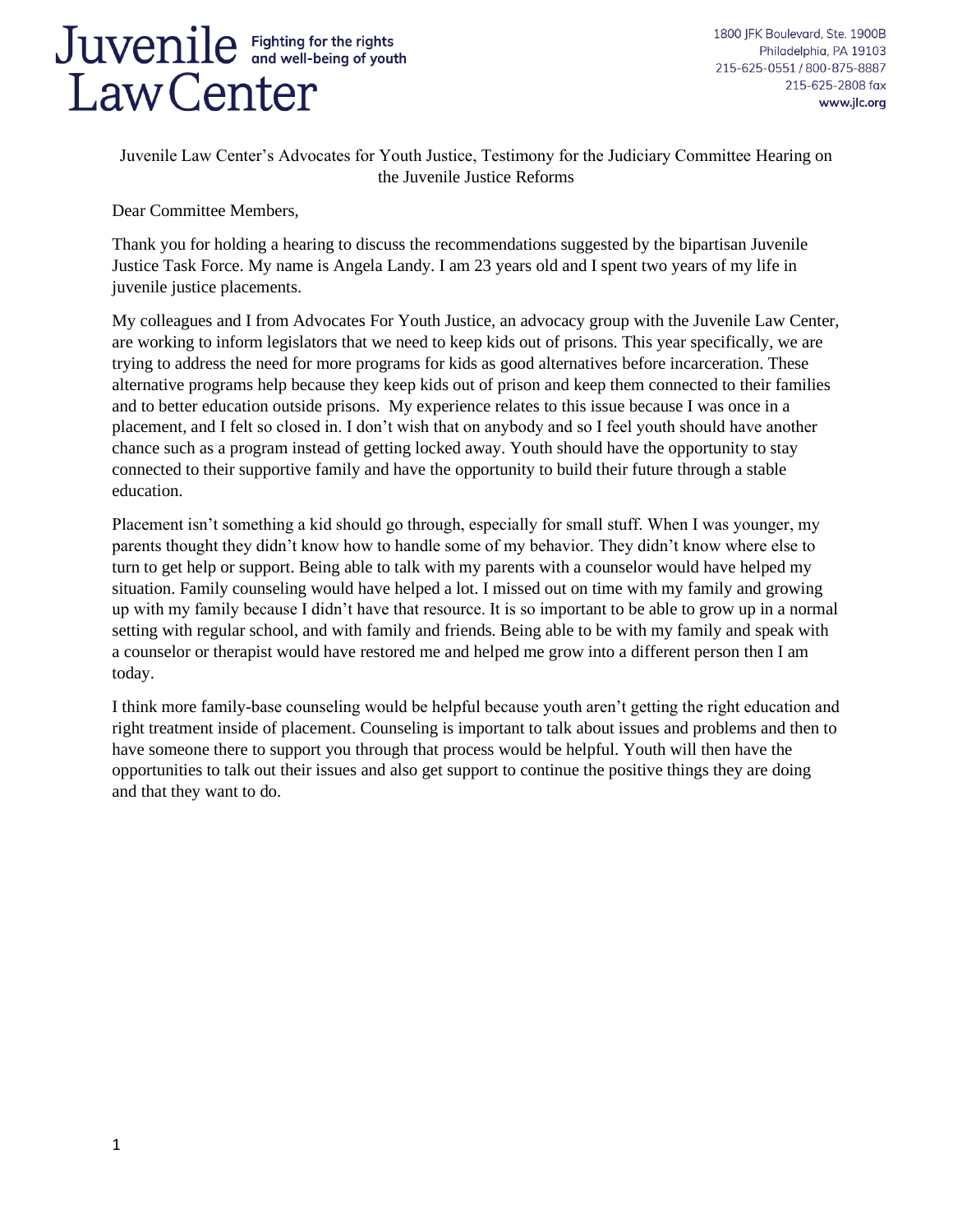# Juvenile Law Center

Fighting for the rights and well-being of youth

1800 JFK Boulevard, Ste. 1900B
Philadelphia, PA 19103
215-625-0551 / 800-875-8887
215-625-2808 fax
**www.jlc.org**

Juvenile Law Center's Advocates for Youth Justice, Testimony for the Judiciary Committee Hearing on the Juvenile Justice Reforms

Dear Committee Members,

Thank you for holding a hearing to discuss the recommendations suggested by the bipartisan Juvenile Justice Task Force. My name is Angela Landy. I am 23 years old and I spent two years of my life in juvenile justice placements.

My colleagues and I from Advocates For Youth Justice, an advocacy group with the Juvenile Law Center, are working to inform legislators that we need to keep kids out of prisons. This year specifically, we are trying to address the need for more programs for kids as good alternatives before incarceration. These alternative programs help because they keep kids out of prison and keep them connected to their families and to better education outside prisons. My experience relates to this issue because I was once in a placement, and I felt so closed in. I don't wish that on anybody and so I feel youth should have another chance such as a program instead of getting locked away. Youth should have the opportunity to stay connected to their supportive family and have the opportunity to build their future through a stable education.

Placement isn't something a kid should go through, especially for small stuff. When I was younger, my parents thought they didn't know how to handle some of my behavior. They didn't know where else to turn to get help or support. Being able to talk with my parents with a counselor would have helped my situation. Family counseling would have helped a lot. I missed out on time with my family and growing up with my family because I didn't have that resource. It is so important to be able to grow up in a normal setting with regular school, and with family and friends. Being able to be with my family and speak with a counselor or therapist would have restored me and helped me grow into a different person then I am today.

I think more family-base counseling would be helpful because youth aren't getting the right education and right treatment inside of placement. Counseling is important to talk about issues and problems and then to have someone there to support you through that process would be helpful. Youth will then have the opportunities to talk out their issues and also get support to continue the positive things they are doing and that they want to do.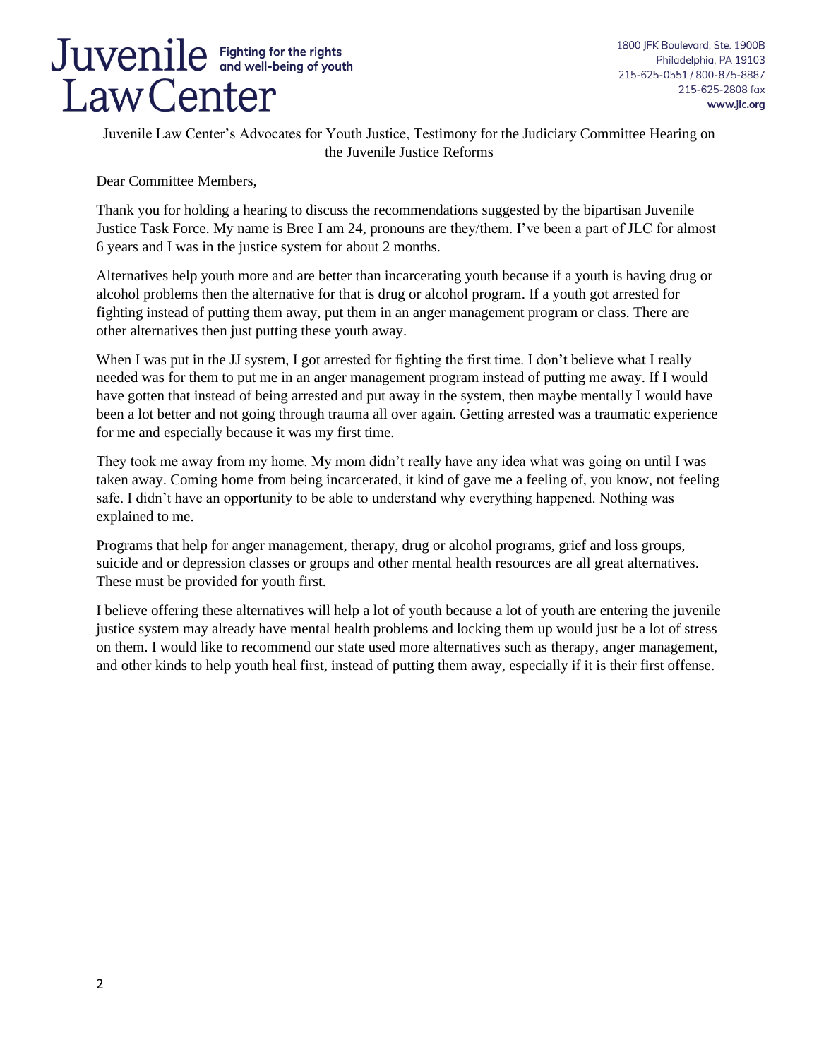Juvenile Law Center's Advocates for Youth Justice, Testimony for the Judiciary Committee Hearing on the Juvenile Justice Reforms

Dear Committee Members,

Thank you for holding a hearing to discuss the recommendations suggested by the bipartisan Juvenile Justice Task Force. My name is Bree I am 24, pronouns are they/them. I've been a part of JLC for almost 6 years and I was in the justice system for about 2 months.

Alternatives help youth more and are better than incarcerating youth because if a youth is having drug or alcohol problems then the alternative for that is drug or alcohol program. If a youth got arrested for fighting instead of putting them away, put them in an anger management program or class. There are other alternatives then just putting these youth away.

When I was put in the JJ system, I got arrested for fighting the first time. I don't believe what I really needed was for them to put me in an anger management program instead of putting me away. If I would have gotten that instead of being arrested and put away in the system, then maybe mentally I would have been a lot better and not going through trauma all over again. Getting arrested was a traumatic experience for me and especially because it was my first time.

They took me away from my home. My mom didn't really have any idea what was going on until I was taken away. Coming home from being incarcerated, it kind of gave me a feeling of, you know, not feeling safe. I didn't have an opportunity to be able to understand why everything happened. Nothing was explained to me.

Programs that help for anger management, therapy, drug or alcohol programs, grief and loss groups, suicide and or depression classes or groups and other mental health resources are all great alternatives. These must be provided for youth first.

I believe offering these alternatives will help a lot of youth because a lot of youth are entering the juvenile justice system may already have mental health problems and locking them up would just be a lot of stress on them. I would like to recommend our state used more alternatives such as therapy, anger management, and other kinds to help youth heal first, instead of putting them away, especially if it is their first offense.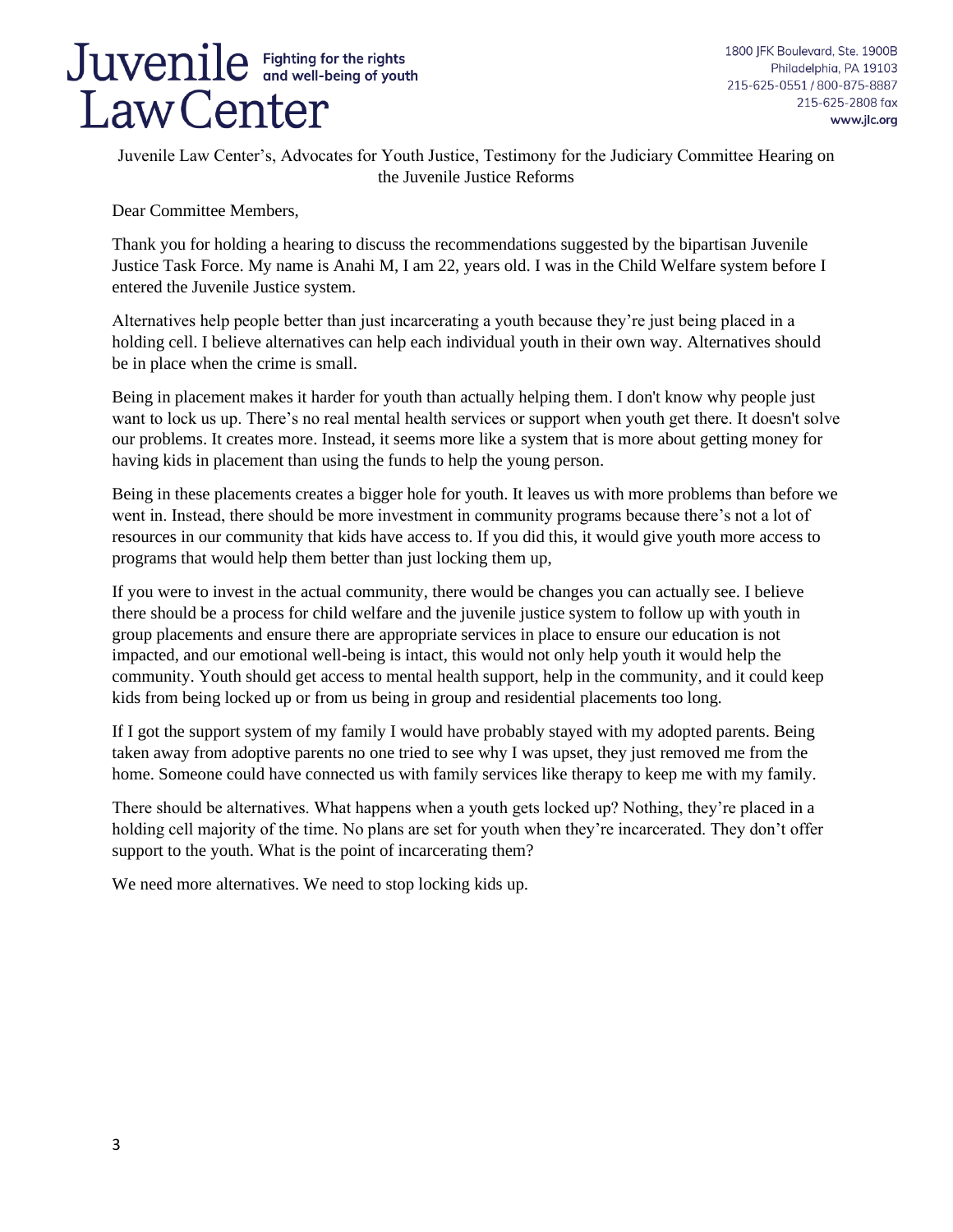Juvenile Law Center's, Advocates for Youth Justice, Testimony for the Judiciary Committee Hearing on the Juvenile Justice Reforms

Dear Committee Members,

Thank you for holding a hearing to discuss the recommendations suggested by the bipartisan Juvenile Justice Task Force. My name is Anahi M, I am 22, years old. I was in the Child Welfare system before I entered the Juvenile Justice system.

Alternatives help people better than just incarcerating a youth because they're just being placed in a holding cell. I believe alternatives can help each individual youth in their own way. Alternatives should be in place when the crime is small.

Being in placement makes it harder for youth than actually helping them. I don't know why people just want to lock us up. There's no real mental health services or support when youth get there. It doesn't solve our problems. It creates more. Instead, it seems more like a system that is more about getting money for having kids in placement than using the funds to help the young person.

Being in these placements creates a bigger hole for youth. It leaves us with more problems than before we went in. Instead, there should be more investment in community programs because there's not a lot of resources in our community that kids have access to. If you did this, it would give youth more access to programs that would help them better than just locking them up,

If you were to invest in the actual community, there would be changes you can actually see. I believe there should be a process for child welfare and the juvenile justice system to follow up with youth in group placements and ensure there are appropriate services in place to ensure our education is not impacted, and our emotional well-being is intact, this would not only help youth it would help the community. Youth should get access to mental health support, help in the community, and it could keep kids from being locked up or from us being in group and residential placements too long.

If I got the support system of my family I would have probably stayed with my adopted parents. Being taken away from adoptive parents no one tried to see why I was upset, they just removed me from the home. Someone could have connected us with family services like therapy to keep me with my family.

There should be alternatives. What happens when a youth gets locked up? Nothing, they're placed in a holding cell majority of the time. No plans are set for youth when they're incarcerated. They don't offer support to the youth. What is the point of incarcerating them?

We need more alternatives. We need to stop locking kids up.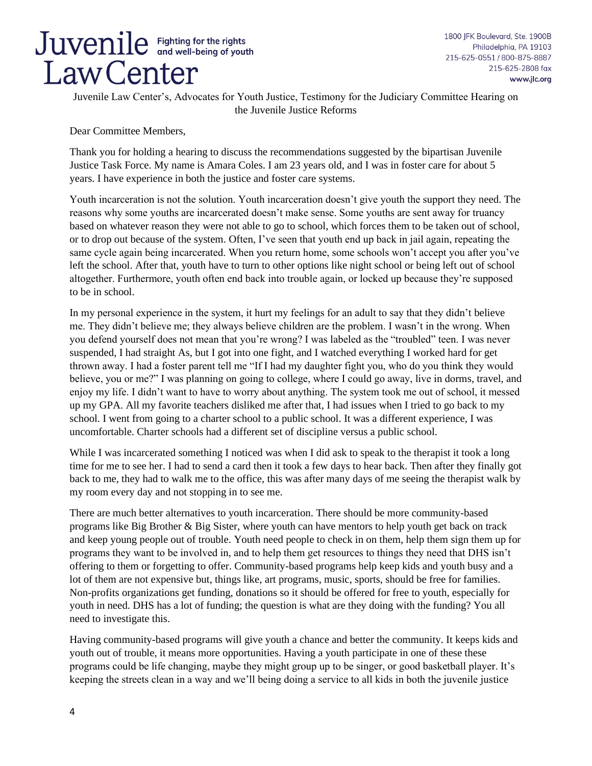Juvenile Law Center — Fighting for the rights and well-being of youth

1800 JFK Boulevard, Ste. 1900B
Philadelphia, PA 19103
215-625-0551 / 800-875-8887
215-625-2808 fax
www.jlc.org

Juvenile Law Center's, Advocates for Youth Justice, Testimony for the Judiciary Committee Hearing on the Juvenile Justice Reforms

Dear Committee Members,

Thank you for holding a hearing to discuss the recommendations suggested by the bipartisan Juvenile Justice Task Force. My name is Amara Coles. I am 23 years old, and I was in foster care for about 5 years. I have experience in both the justice and foster care systems.

Youth incarceration is not the solution. Youth incarceration doesn't give youth the support they need. The reasons why some youths are incarcerated doesn't make sense. Some youths are sent away for truancy based on whatever reason they were not able to go to school, which forces them to be taken out of school, or to drop out because of the system. Often, I've seen that youth end up back in jail again, repeating the same cycle again being incarcerated. When you return home, some schools won't accept you after you've left the school. After that, youth have to turn to other options like night school or being left out of school altogether. Furthermore, youth often end back into trouble again, or locked up because they're supposed to be in school.

In my personal experience in the system, it hurt my feelings for an adult to say that they didn't believe me. They didn't believe me; they always believe children are the problem. I wasn't in the wrong. When you defend yourself does not mean that you're wrong? I was labeled as the "troubled" teen. I was never suspended, I had straight As, but I got into one fight, and I watched everything I worked hard for get thrown away. I had a foster parent tell me "If I had my daughter fight you, who do you think they would believe, you or me?" I was planning on going to college, where I could go away, live in dorms, travel, and enjoy my life. I didn't want to have to worry about anything. The system took me out of school, it messed up my GPA. All my favorite teachers disliked me after that, I had issues when I tried to go back to my school. I went from going to a charter school to a public school. It was a different experience, I was uncomfortable. Charter schools had a different set of discipline versus a public school.

While I was incarcerated something I noticed was when I did ask to speak to the therapist it took a long time for me to see her. I had to send a card then it took a few days to hear back. Then after they finally got back to me, they had to walk me to the office, this was after many days of me seeing the therapist walk by my room every day and not stopping in to see me.

There are much better alternatives to youth incarceration. There should be more community-based programs like Big Brother & Big Sister, where youth can have mentors to help youth get back on track and keep young people out of trouble. Youth need people to check in on them, help them sign them up for programs they want to be involved in, and to help them get resources to things they need that DHS isn't offering to them or forgetting to offer. Community-based programs help keep kids and youth busy and a lot of them are not expensive but, things like, art programs, music, sports, should be free for families. Non-profits organizations get funding, donations so it should be offered for free to youth, especially for youth in need. DHS has a lot of funding; the question is what are they doing with the funding? You all need to investigate this.

Having community-based programs will give youth a chance and better the community. It keeps kids and youth out of trouble, it means more opportunities. Having a youth participate in one of these these programs could be life changing, maybe they might group up to be singer, or good basketball player. It's keeping the streets clean in a way and we'll being doing a service to all kids in both the juvenile justice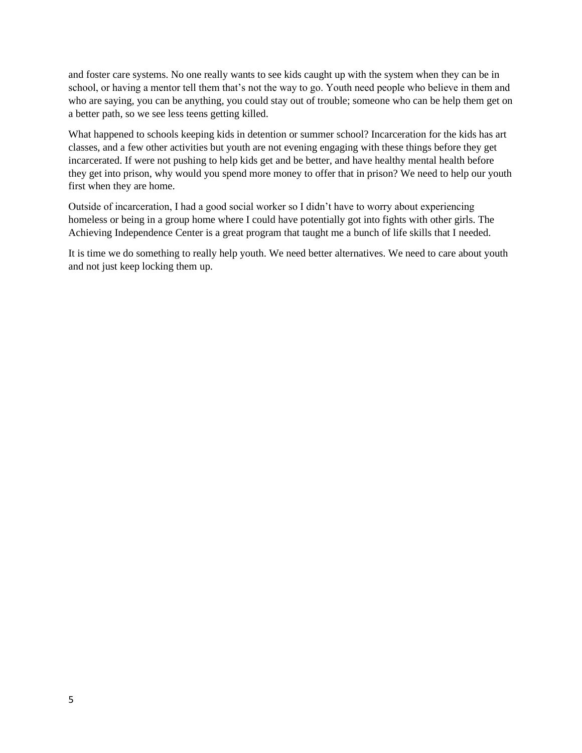and foster care systems. No one really wants to see kids caught up with the system when they can be in school, or having a mentor tell them that's not the way to go. Youth need people who believe in them and who are saying, you can be anything, you could stay out of trouble; someone who can be help them get on a better path, so we see less teens getting killed.

What happened to schools keeping kids in detention or summer school? Incarceration for the kids has art classes, and a few other activities but youth are not evening engaging with these things before they get incarcerated. If were not pushing to help kids get and be better, and have healthy mental health before they get into prison, why would you spend more money to offer that in prison? We need to help our youth first when they are home.

Outside of incarceration, I had a good social worker so I didn't have to worry about experiencing homeless or being in a group home where I could have potentially got into fights with other girls. The Achieving Independence Center is a great program that taught me a bunch of life skills that I needed.

It is time we do something to really help youth. We need better alternatives. We need to care about youth and not just keep locking them up.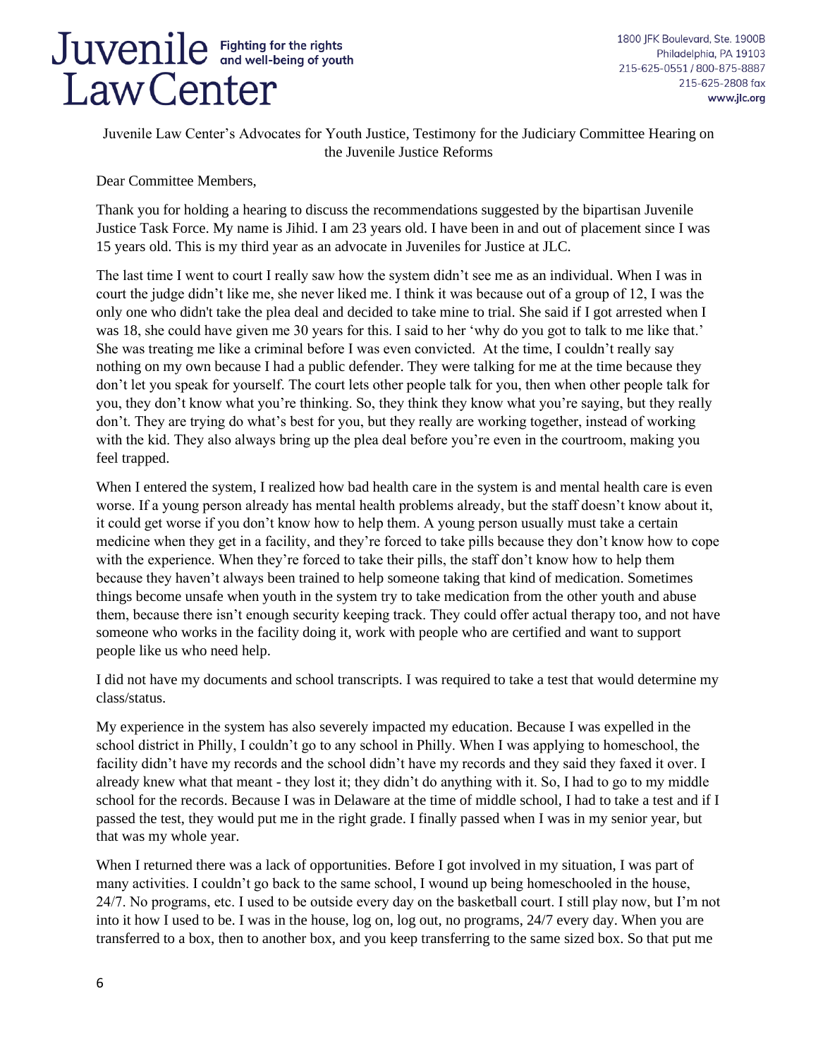Juvenile Law Center's Advocates for Youth Justice, Testimony for the Judiciary Committee Hearing on the Juvenile Justice Reforms

Dear Committee Members,

Thank you for holding a hearing to discuss the recommendations suggested by the bipartisan Juvenile Justice Task Force. My name is Jihid. I am 23 years old. I have been in and out of placement since I was 15 years old. This is my third year as an advocate in Juveniles for Justice at JLC.

The last time I went to court I really saw how the system didn't see me as an individual. When I was in court the judge didn't like me, she never liked me. I think it was because out of a group of 12, I was the only one who didn't take the plea deal and decided to take mine to trial. She said if I got arrested when I was 18, she could have given me 30 years for this. I said to her 'why do you got to talk to me like that.' She was treating me like a criminal before I was even convicted. At the time, I couldn't really say nothing on my own because I had a public defender. They were talking for me at the time because they don't let you speak for yourself. The court lets other people talk for you, then when other people talk for you, they don't know what you're thinking. So, they think they know what you're saying, but they really don't. They are trying do what's best for you, but they really are working together, instead of working with the kid. They also always bring up the plea deal before you're even in the courtroom, making you feel trapped.

When I entered the system, I realized how bad health care in the system is and mental health care is even worse. If a young person already has mental health problems already, but the staff doesn't know about it, it could get worse if you don't know how to help them. A young person usually must take a certain medicine when they get in a facility, and they're forced to take pills because they don't know how to cope with the experience. When they're forced to take their pills, the staff don't know how to help them because they haven't always been trained to help someone taking that kind of medication. Sometimes things become unsafe when youth in the system try to take medication from the other youth and abuse them, because there isn't enough security keeping track. They could offer actual therapy too, and not have someone who works in the facility doing it, work with people who are certified and want to support people like us who need help.

I did not have my documents and school transcripts. I was required to take a test that would determine my class/status.

My experience in the system has also severely impacted my education. Because I was expelled in the school district in Philly, I couldn't go to any school in Philly. When I was applying to homeschool, the facility didn't have my records and the school didn't have my records and they said they faxed it over. I already knew what that meant - they lost it; they didn't do anything with it. So, I had to go to my middle school for the records. Because I was in Delaware at the time of middle school, I had to take a test and if I passed the test, they would put me in the right grade. I finally passed when I was in my senior year, but that was my whole year.

When I returned there was a lack of opportunities. Before I got involved in my situation, I was part of many activities. I couldn't go back to the same school, I wound up being homeschooled in the house, 24/7. No programs, etc. I used to be outside every day on the basketball court. I still play now, but I'm not into it how I used to be. I was in the house, log on, log out, no programs, 24/7 every day. When you are transferred to a box, then to another box, and you keep transferring to the same sized box. So that put me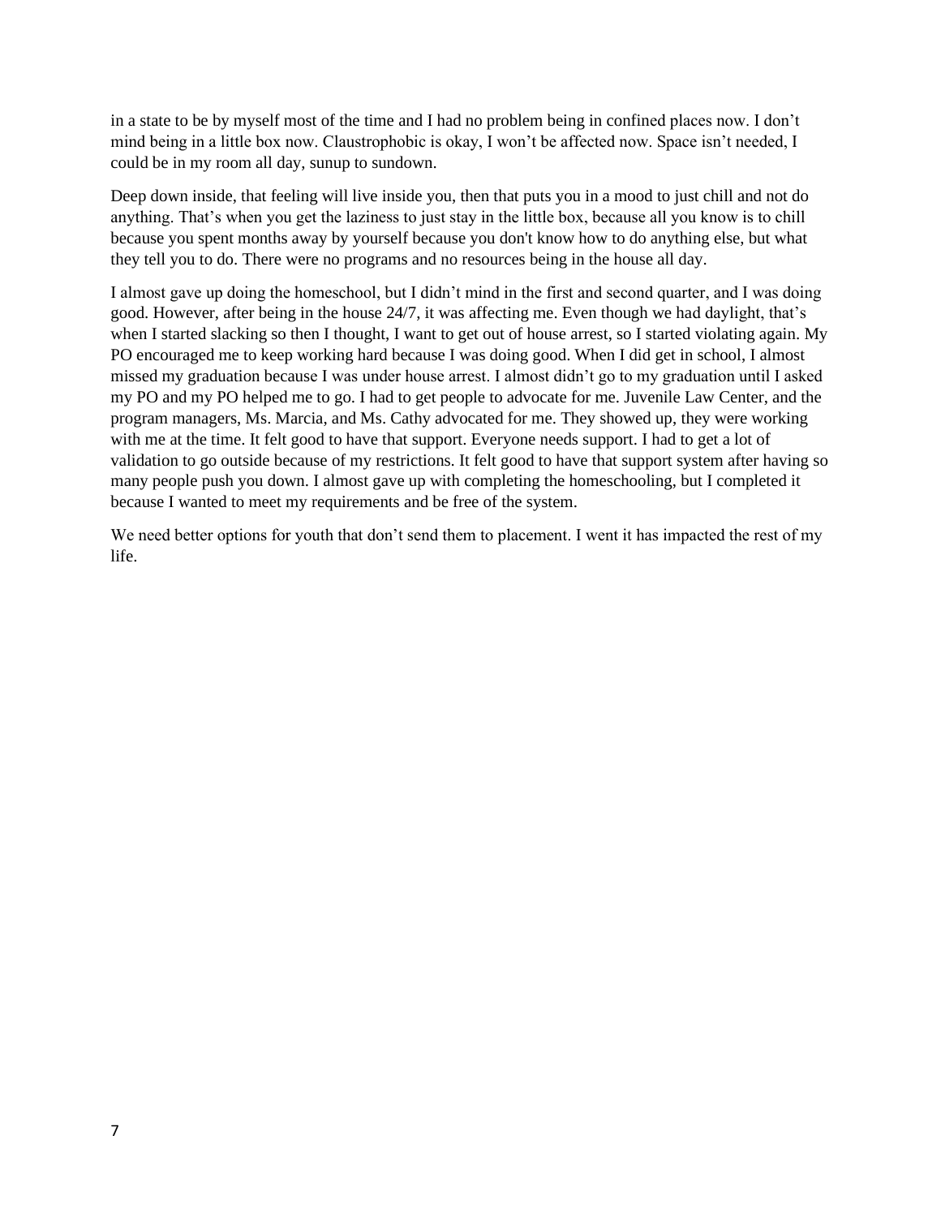in a state to be by myself most of the time and I had no problem being in confined places now. I don't mind being in a little box now. Claustrophobic is okay, I won't be affected now. Space isn't needed, I could be in my room all day, sunup to sundown.

Deep down inside, that feeling will live inside you, then that puts you in a mood to just chill and not do anything. That's when you get the laziness to just stay in the little box, because all you know is to chill because you spent months away by yourself because you don't know how to do anything else, but what they tell you to do. There were no programs and no resources being in the house all day.

I almost gave up doing the homeschool, but I didn't mind in the first and second quarter, and I was doing good. However, after being in the house 24/7, it was affecting me. Even though we had daylight, that's when I started slacking so then I thought, I want to get out of house arrest, so I started violating again. My PO encouraged me to keep working hard because I was doing good. When I did get in school, I almost missed my graduation because I was under house arrest. I almost didn't go to my graduation until I asked my PO and my PO helped me to go. I had to get people to advocate for me. Juvenile Law Center, and the program managers, Ms. Marcia, and Ms. Cathy advocated for me. They showed up, they were working with me at the time. It felt good to have that support. Everyone needs support. I had to get a lot of validation to go outside because of my restrictions. It felt good to have that support system after having so many people push you down. I almost gave up with completing the homeschooling, but I completed it because I wanted to meet my requirements and be free of the system.

We need better options for youth that don't send them to placement. I went it has impacted the rest of my life.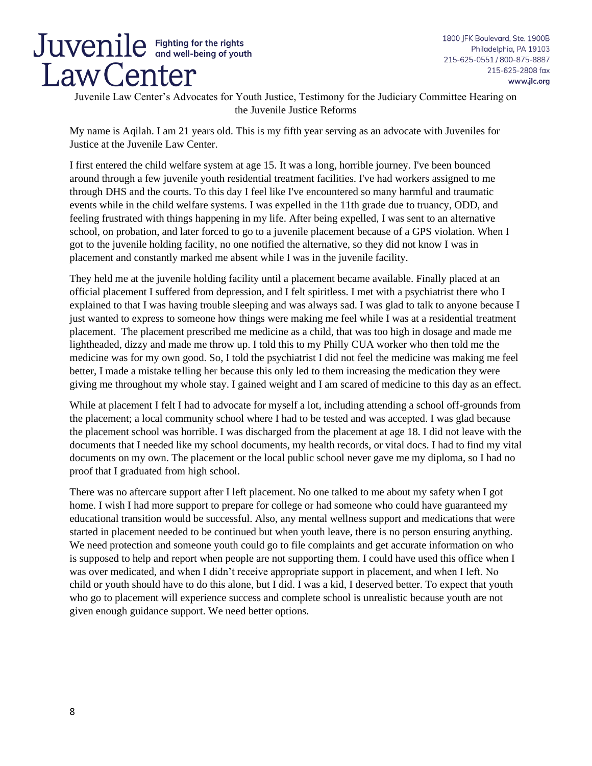# Juvenile Law Center

Fighting for the rights and well-being of youth

1800 JFK Boulevard, Ste. 1900B
Philadelphia, PA 19103
215-625-0551 / 800-875-8887
215-625-2808 fax
www.jlc.org

Juvenile Law Center's Advocates for Youth Justice, Testimony for the Judiciary Committee Hearing on the Juvenile Justice Reforms

My name is Aqilah. I am 21 years old. This is my fifth year serving as an advocate with Juveniles for Justice at the Juvenile Law Center.

I first entered the child welfare system at age 15. It was a long, horrible journey. I've been bounced around through a few juvenile youth residential treatment facilities. I've had workers assigned to me through DHS and the courts. To this day I feel like I've encountered so many harmful and traumatic events while in the child welfare systems. I was expelled in the 11th grade due to truancy, ODD, and feeling frustrated with things happening in my life. After being expelled, I was sent to an alternative school, on probation, and later forced to go to a juvenile placement because of a GPS violation. When I got to the juvenile holding facility, no one notified the alternative, so they did not know I was in placement and constantly marked me absent while I was in the juvenile facility.

They held me at the juvenile holding facility until a placement became available. Finally placed at an official placement I suffered from depression, and I felt spiritless. I met with a psychiatrist there who I explained to that I was having trouble sleeping and was always sad. I was glad to talk to anyone because I just wanted to express to someone how things were making me feel while I was at a residential treatment placement. The placement prescribed me medicine as a child, that was too high in dosage and made me lightheaded, dizzy and made me throw up. I told this to my Philly CUA worker who then told me the medicine was for my own good. So, I told the psychiatrist I did not feel the medicine was making me feel better, I made a mistake telling her because this only led to them increasing the medication they were giving me throughout my whole stay. I gained weight and I am scared of medicine to this day as an effect.

While at placement I felt I had to advocate for myself a lot, including attending a school off-grounds from the placement; a local community school where I had to be tested and was accepted. I was glad because the placement school was horrible. I was discharged from the placement at age 18. I did not leave with the documents that I needed like my school documents, my health records, or vital docs. I had to find my vital documents on my own. The placement or the local public school never gave me my diploma, so I had no proof that I graduated from high school.

There was no aftercare support after I left placement. No one talked to me about my safety when I got home. I wish I had more support to prepare for college or had someone who could have guaranteed my educational transition would be successful. Also, any mental wellness support and medications that were started in placement needed to be continued but when youth leave, there is no person ensuring anything. We need protection and someone youth could go to file complaints and get accurate information on who is supposed to help and report when people are not supporting them. I could have used this office when I was over medicated, and when I didn't receive appropriate support in placement, and when I left. No child or youth should have to do this alone, but I did. I was a kid, I deserved better. To expect that youth who go to placement will experience success and complete school is unrealistic because youth are not given enough guidance support. We need better options.